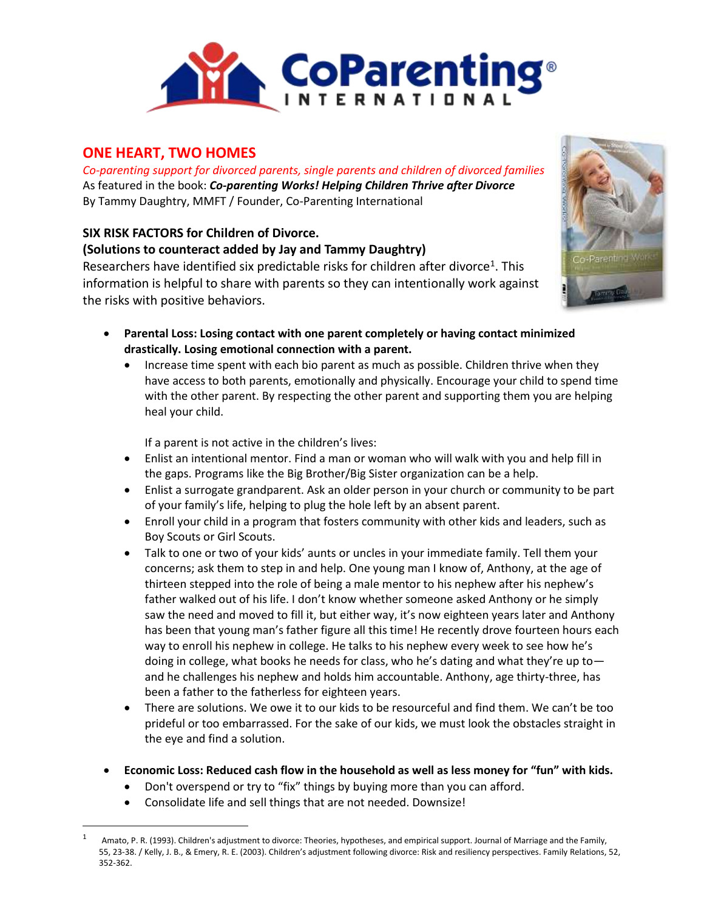# ONE HEART, TWO HOMES

*Co-parenting support for divorced parents, single parents and children of divorced families*
As featured in the book: ***Co-parenting Works! Helping Children Thrive after Divorce***
By Tammy Daughtry, MMFT / Founder, Co-Parenting International

## SIX RISK FACTORS for Children of Divorce.
## (Solutions to counteract added by Jay and Tammy Daughtry)

Researchers have identified six predictable risks for children after divorce[1]. This information is helpful to share with parents so they can intentionally work against the risks with positive behaviors.

- **Parental Loss: Losing contact with one parent completely or having contact minimized drastically. Losing emotional connection with a parent.**
  - Increase time spent with each bio parent as much as possible. Children thrive when they have access to both parents, emotionally and physically. Encourage your child to spend time with the other parent. By respecting the other parent and supporting them you are helping heal your child.

    If a parent is not active in the children's lives:
  - Enlist an intentional mentor. Find a man or woman who will walk with you and help fill in the gaps. Programs like the Big Brother/Big Sister organization can be a help.
  - Enlist a surrogate grandparent. Ask an older person in your church or community to be part of your family's life, helping to plug the hole left by an absent parent.
  - Enroll your child in a program that fosters community with other kids and leaders, such as Boy Scouts or Girl Scouts.
  - Talk to one or two of your kids' aunts or uncles in your immediate family. Tell them your concerns; ask them to step in and help. One young man I know of, Anthony, at the age of thirteen stepped into the role of being a male mentor to his nephew after his nephew's father walked out of his life. I don't know whether someone asked Anthony or he simply saw the need and moved to fill it, but either way, it's now eighteen years later and Anthony has been that young man's father figure all this time! He recently drove fourteen hours each way to enroll his nephew in college. He talks to his nephew every week to see how he's doing in college, what books he needs for class, who he's dating and what they're up to—and he challenges his nephew and holds him accountable. Anthony, age thirty-three, has been a father to the fatherless for eighteen years.
  - There are solutions. We owe it to our kids to be resourceful and find them. We can't be too prideful or too embarrassed. For the sake of our kids, we must look the obstacles straight in the eye and find a solution.

- **Economic Loss: Reduced cash flow in the household as well as less money for "fun" with kids.**
  - Don't overspend or try to "fix" things by buying more than you can afford.
  - Consolidate life and sell things that are not needed. Downsize!

---

[1] Amato, P. R. (1993). Children's adjustment to divorce: Theories, hypotheses, and empirical support. Journal of Marriage and the Family, 55, 23-38. / Kelly, J. B., & Emery, R. E. (2003). Children's adjustment following divorce: Risk and resiliency perspectives. Family Relations, 52, 352-362.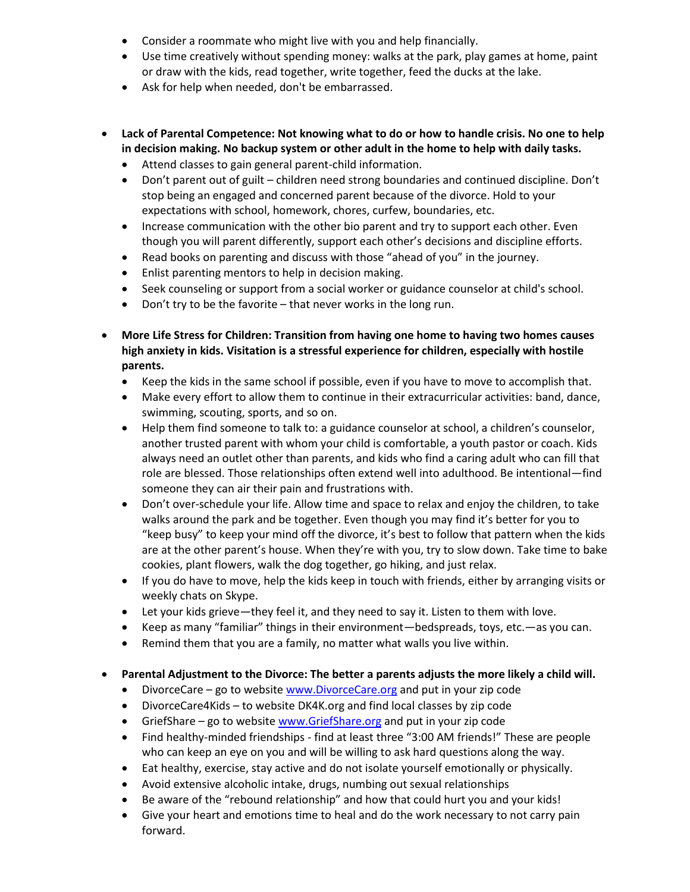- Consider a roommate who might live with you and help financially.
- Use time creatively without spending money: walks at the park, play games at home, paint or draw with the kids, read together, write together, feed the ducks at the lake.
- Ask for help when needed, don't be embarrassed.

- **Lack of Parental Competence: Not knowing what to do or how to handle crisis. No one to help in decision making. No backup system or other adult in the home to help with daily tasks.**
  - Attend classes to gain general parent-child information.
  - Don't parent out of guilt – children need strong boundaries and continued discipline. Don't stop being an engaged and concerned parent because of the divorce. Hold to your expectations with school, homework, chores, curfew, boundaries, etc.
  - Increase communication with the other bio parent and try to support each other. Even though you will parent differently, support each other's decisions and discipline efforts.
  - Read books on parenting and discuss with those "ahead of you" in the journey.
  - Enlist parenting mentors to help in decision making.
  - Seek counseling or support from a social worker or guidance counselor at child's school.
  - Don't try to be the favorite – that never works in the long run.

- **More Life Stress for Children: Transition from having one home to having two homes causes high anxiety in kids. Visitation is a stressful experience for children, especially with hostile parents.**
  - Keep the kids in the same school if possible, even if you have to move to accomplish that.
  - Make every effort to allow them to continue in their extracurricular activities: band, dance, swimming, scouting, sports, and so on.
  - Help them find someone to talk to: a guidance counselor at school, a children's counselor, another trusted parent with whom your child is comfortable, a youth pastor or coach. Kids always need an outlet other than parents, and kids who find a caring adult who can fill that role are blessed. Those relationships often extend well into adulthood. Be intentional—find someone they can air their pain and frustrations with.
  - Don't over-schedule your life. Allow time and space to relax and enjoy the children, to take walks around the park and be together. Even though you may find it's better for you to "keep busy" to keep your mind off the divorce, it's best to follow that pattern when the kids are at the other parent's house. When they're with you, try to slow down. Take time to bake cookies, plant flowers, walk the dog together, go hiking, and just relax.
  - If you do have to move, help the kids keep in touch with friends, either by arranging visits or weekly chats on Skype.
  - Let your kids grieve—they feel it, and they need to say it. Listen to them with love.
  - Keep as many "familiar" things in their environment—bedspreads, toys, etc.—as you can.
  - Remind them that you are a family, no matter what walls you live within.

- **Parental Adjustment to the Divorce: The better a parents adjusts the more likely a child will.**
  - DivorceCare – go to website www.DivorceCare.org and put in your zip code
  - DivorceCare4Kids – to website DK4K.org and find local classes by zip code
  - GriefShare – go to website www.GriefShare.org and put in your zip code
  - Find healthy-minded friendships - find at least three "3:00 AM friends!" These are people who can keep an eye on you and will be willing to ask hard questions along the way.
  - Eat healthy, exercise, stay active and do not isolate yourself emotionally or physically.
  - Avoid extensive alcoholic intake, drugs, numbing out sexual relationships
  - Be aware of the "rebound relationship" and how that could hurt you and your kids!
  - Give your heart and emotions time to heal and do the work necessary to not carry pain forward.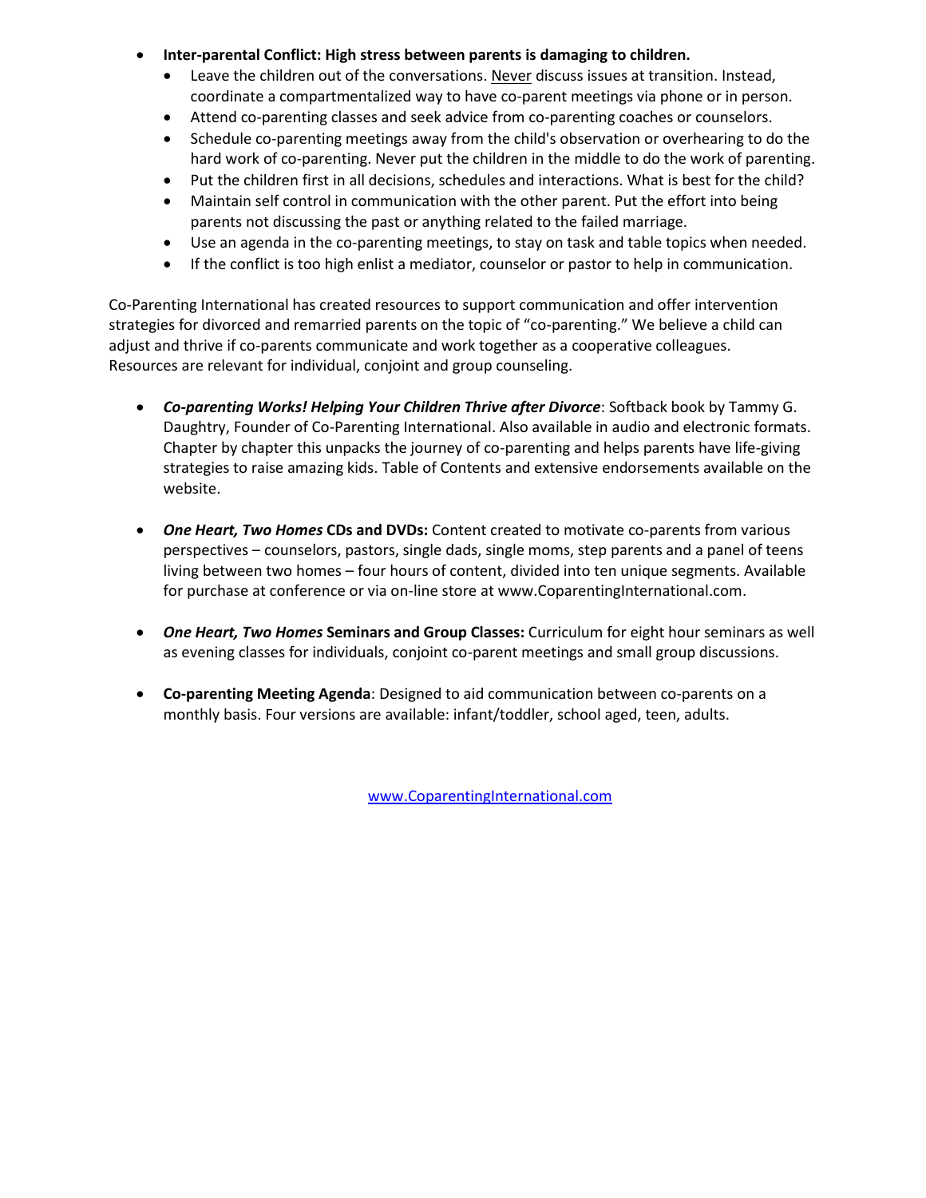- **Inter-parental Conflict: High stress between parents is damaging to children.**
  - Leave the children out of the conversations. Never discuss issues at transition. Instead, coordinate a compartmentalized way to have co-parent meetings via phone or in person.
  - Attend co-parenting classes and seek advice from co-parenting coaches or counselors.
  - Schedule co-parenting meetings away from the child's observation or overhearing to do the hard work of co-parenting. Never put the children in the middle to do the work of parenting.
  - Put the children first in all decisions, schedules and interactions. What is best for the child?
  - Maintain self control in communication with the other parent. Put the effort into being parents not discussing the past or anything related to the failed marriage.
  - Use an agenda in the co-parenting meetings, to stay on task and table topics when needed.
  - If the conflict is too high enlist a mediator, counselor or pastor to help in communication.

Co-Parenting International has created resources to support communication and offer intervention strategies for divorced and remarried parents on the topic of "co-parenting." We believe a child can adjust and thrive if co-parents communicate and work together as a cooperative colleagues. Resources are relevant for individual, conjoint and group counseling.

- ***Co-parenting Works! Helping Your Children Thrive after Divorce***: Softback book by Tammy G. Daughtry, Founder of Co-Parenting International. Also available in audio and electronic formats. Chapter by chapter this unpacks the journey of co-parenting and helps parents have life-giving strategies to raise amazing kids. Table of Contents and extensive endorsements available on the website.

- ***One Heart, Two Homes* CDs and DVDs:** Content created to motivate co-parents from various perspectives – counselors, pastors, single dads, single moms, step parents and a panel of teens living between two homes – four hours of content, divided into ten unique segments. Available for purchase at conference or via on-line store at www.CoparentingInternational.com.

- ***One Heart, Two Homes* Seminars and Group Classes:** Curriculum for eight hour seminars as well as evening classes for individuals, conjoint co-parent meetings and small group discussions.

- **Co-parenting Meeting Agenda**: Designed to aid communication between co-parents on a monthly basis. Four versions are available: infant/toddler, school aged, teen, adults.

www.CoparentingInternational.com